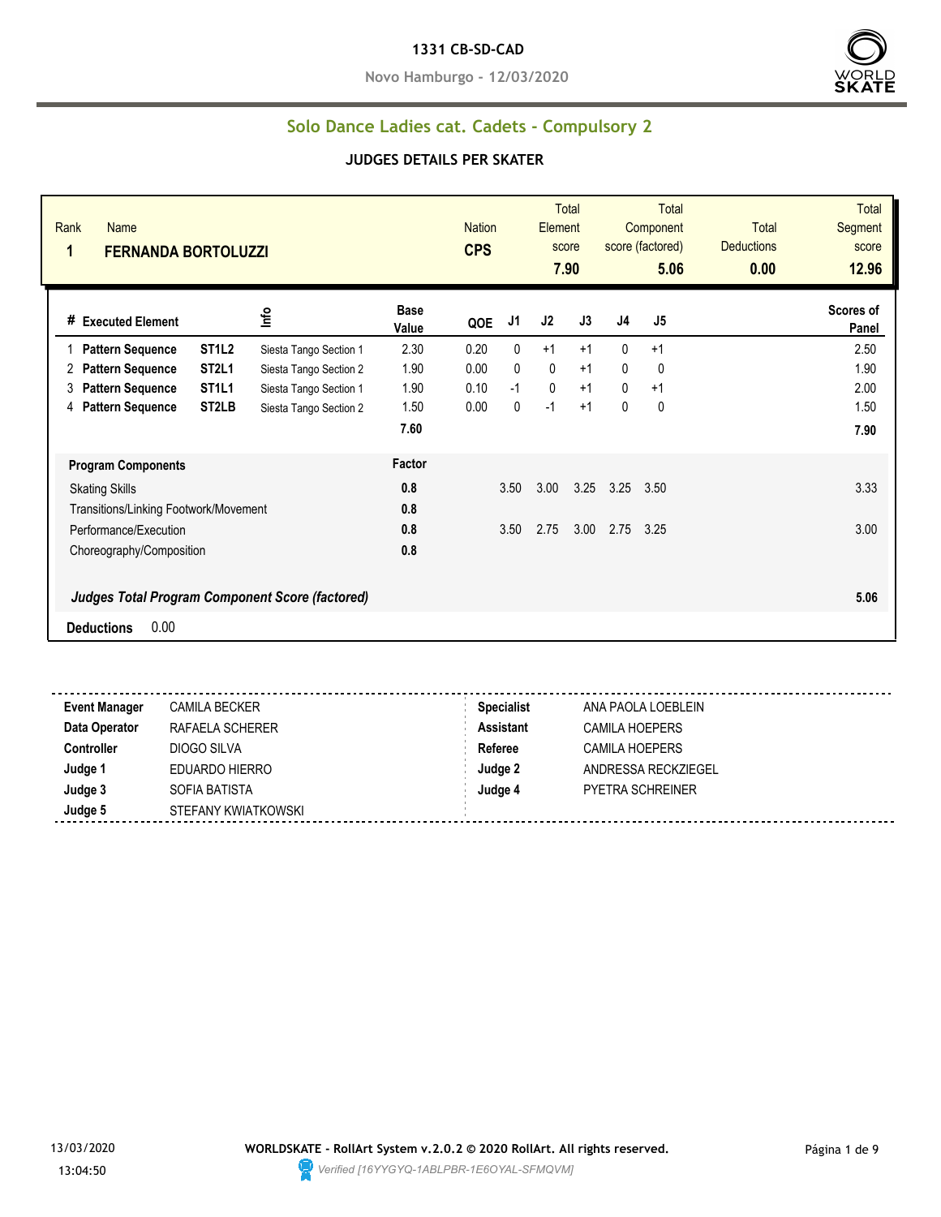# 1331 CB-SD-CAD

**Novo Hamburgo - 12/03/2020**

## Solo Dance Ladies cat. Cadets - Compulsory 2

### JUDGES DETAILS PER SKATER

| Rank | Name | Nation | Total Element score | Total Component score (factored) | Total Deductions | Total Segment score |
|---|---|---|---|---|---|---|
| 1 | FERNANDA BORTOLUZZI | CPS | 7.90 | 5.06 | 0.00 | 12.96 |

| # | Executed Element | | Info | Base Value | QOE | J1 | J2 | J3 | J4 | J5 | Scores of Panel |
|---|---|---|---|---|---|---|---|---|---|---|---|
| 1 | Pattern Sequence | ST1L2 | Siesta Tango Section 1 | 2.30 | 0.20 | 0 | +1 | +1 | 0 | +1 | 2.50 |
| 2 | Pattern Sequence | ST2L1 | Siesta Tango Section 2 | 1.90 | 0.00 | 0 | 0 | +1 | 0 | 0 | 1.90 |
| 3 | Pattern Sequence | ST1L1 | Siesta Tango Section 1 | 1.90 | 0.10 | -1 | 0 | +1 | 0 | +1 | 2.00 |
| 4 | Pattern Sequence | ST2LB | Siesta Tango Section 2 | 1.50 | 0.00 | 0 | -1 | +1 | 0 | 0 | 1.50 |
| | | | | 7.60 | | | | | | | 7.90 |

| Program Components | Factor | J1 | J2 | J3 | J4 | J5 | |
|---|---|---|---|---|---|---|---|
| Skating Skills | 0.8 | 3.50 | 3.00 | 3.25 | 3.25 | 3.50 | 3.33 |
| Transitions/Linking Footwork/Movement | 0.8 | | | | | | |
| Performance/Execution | 0.8 | 3.50 | 2.75 | 3.00 | 2.75 | 3.25 | 3.00 |
| Choreography/Composition | 0.8 | | | | | | |

***Judges Total Program Component Score (factored)*** 5.06

**Deductions** 0.00

| | | | |
|---|---|---|---|
| **Event Manager** | CAMILA BECKER | **Specialist** | ANA PAOLA LOEBLEIN |
| **Data Operator** | RAFAELA SCHERER | **Assistant** | CAMILA HOEPERS |
| **Controller** | DIOGO SILVA | **Referee** | CAMILA HOEPERS |
| **Judge 1** | EDUARDO HIERRO | **Judge 2** | ANDRESSA RECKZIEGEL |
| **Judge 3** | SOFIA BATISTA | **Judge 4** | PYETRA SCHREINER |
| **Judge 5** | STEFANY KWIATKOWSKI | | |

13/03/2020 13:04:50

**WORLDSKATE - RollArt System v.2.0.2 © 2020 RollArt. All rights reserved.**

*Verified [16YYGYQ-1ABLPBR-1E6OYAL-SFMQVM]*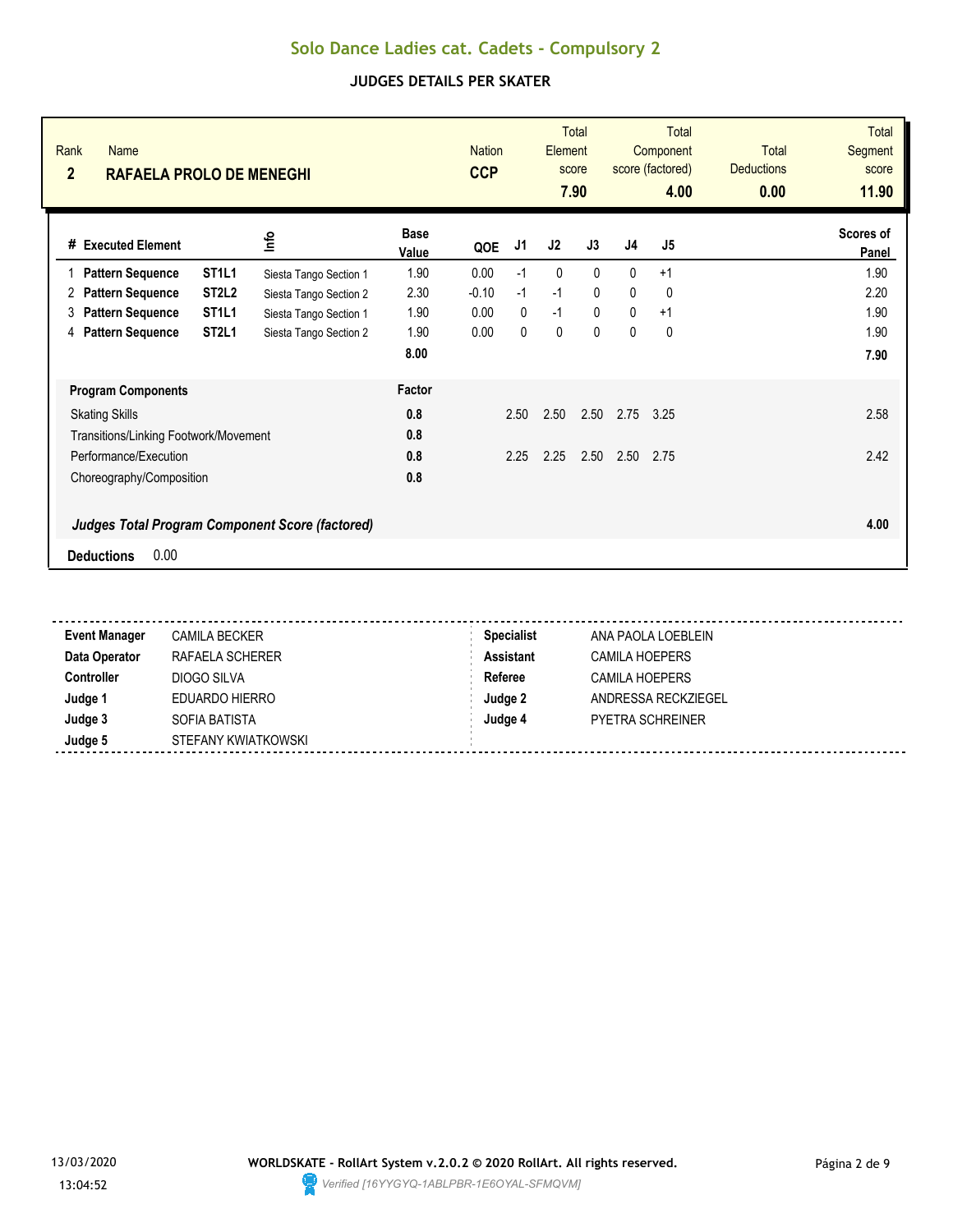# Solo Dance Ladies cat. Cadets - Compulsory 2

## JUDGES DETAILS PER SKATER

| Rank | Name | Nation | Total Element score | Total Component score (factored) | Total Deductions | Total Segment score |
|---|---|---|---|---|---|---|
| 2 | RAFAELA PROLO DE MENEGHI | CCP | 7.90 | 4.00 | 0.00 | 11.90 |

| # | Executed Element | | Info | Base Value | QOE | J1 | J2 | J3 | J4 | J5 | Scores of Panel |
|---|---|---|---|---|---|---|---|---|---|---|---|
| 1 | Pattern Sequence | ST1L1 | Siesta Tango Section 1 | 1.90 | 0.00 | -1 | 0 | 0 | 0 | +1 | 1.90 |
| 2 | Pattern Sequence | ST2L2 | Siesta Tango Section 2 | 2.30 | -0.10 | -1 | -1 | 0 | 0 | 0 | 2.20 |
| 3 | Pattern Sequence | ST1L1 | Siesta Tango Section 1 | 1.90 | 0.00 | 0 | -1 | 0 | 0 | +1 | 1.90 |
| 4 | Pattern Sequence | ST2L1 | Siesta Tango Section 2 | 1.90 | 0.00 | 0 | 0 | 0 | 0 | 0 | 1.90 |
| | | | | 8.00 | | | | | | | 7.90 |

| Program Components | Factor | J1 | J2 | J3 | J4 | J5 | |
|---|---|---|---|---|---|---|---|
| Skating Skills | 0.8 | 2.50 | 2.50 | 2.50 | 2.75 | 3.25 | 2.58 |
| Transitions/Linking Footwork/Movement | 0.8 | | | | | | |
| Performance/Execution | 0.8 | 2.25 | 2.25 | 2.50 | 2.50 | 2.75 | 2.42 |
| Choreography/Composition | 0.8 | | | | | | |
| ***Judges Total Program Component Score (factored)*** | | | | | | | 4.00 |

**Deductions** 0.00

| | | | |
|---|---|---|---|
| **Event Manager** | CAMILA BECKER | **Specialist** | ANA PAOLA LOEBLEIN |
| **Data Operator** | RAFAELA SCHERER | **Assistant** | CAMILA HOEPERS |
| **Controller** | DIOGO SILVA | **Referee** | CAMILA HOEPERS |
| **Judge 1** | EDUARDO HIERRO | **Judge 2** | ANDRESSA RECKZIEGEL |
| **Judge 3** | SOFIA BATISTA | **Judge 4** | PYETRA SCHREINER |
| **Judge 5** | STEFANY KWIATKOWSKI | | |

13/03/2020
13:04:52

**WORLDSKATE - RollArt System v.2.0.2 © 2020 RollArt. All rights reserved.**
*Verified [16YYGYQ-1ABLPBR-1E6OYAL-SFMQVM]*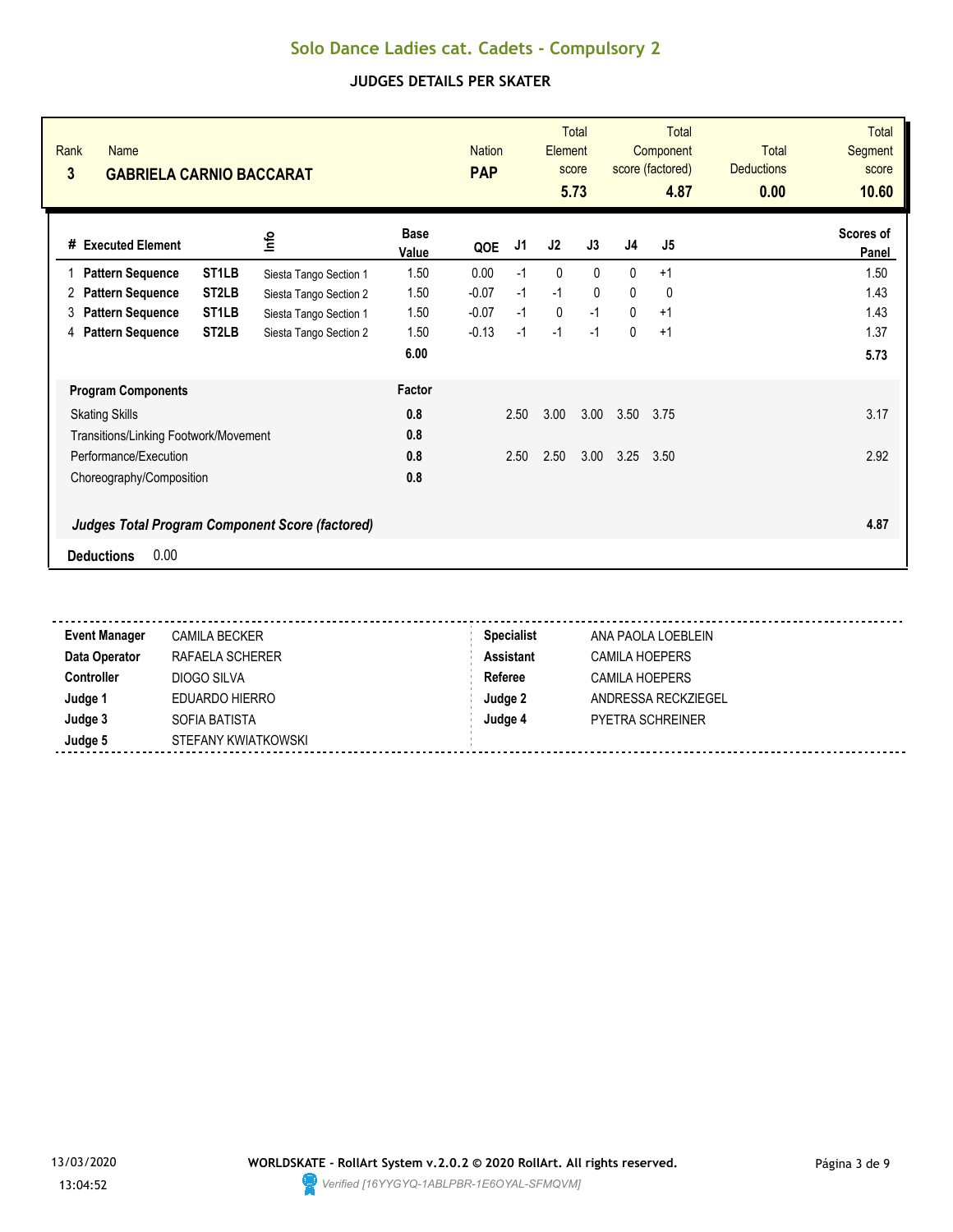# Solo Dance Ladies cat. Cadets - Compulsory 2

## JUDGES DETAILS PER SKATER

| Rank | Name | Nation | Total Element score | Total Component score (factored) | Total Deductions | Total Segment score |
|---|---|---|---|---|---|---|
| 3 | **GABRIELA CARNIO BACCARAT** | **PAP** | **5.73** | **4.87** | **0.00** | **10.60** |

| # | Executed Element | | Info | Base Value | QOE | J1 | J2 | J3 | J4 | J5 | Scores of Panel |
|---|---|---|---|---|---|---|---|---|---|---|---|
| 1 | **Pattern Sequence** | **ST1LB** | Siesta Tango Section 1 | 1.50 | 0.00 | -1 | 0 | 0 | 0 | +1 | 1.50 |
| 2 | **Pattern Sequence** | **ST2LB** | Siesta Tango Section 2 | 1.50 | -0.07 | -1 | -1 | 0 | 0 | 0 | 1.43 |
| 3 | **Pattern Sequence** | **ST1LB** | Siesta Tango Section 1 | 1.50 | -0.07 | -1 | 0 | -1 | 0 | +1 | 1.43 |
| 4 | **Pattern Sequence** | **ST2LB** | Siesta Tango Section 2 | 1.50 | -0.13 | -1 | -1 | -1 | 0 | +1 | 1.37 |
| | | | | **6.00** | | | | | | | **5.73** |

| Program Components | Factor | J1 | J2 | J3 | J4 | J5 | |
|---|---|---|---|---|---|---|---|
| Skating Skills | **0.8** | 2.50 | 3.00 | 3.00 | 3.50 | 3.75 | 3.17 |
| Transitions/Linking Footwork/Movement | **0.8** | | | | | | |
| Performance/Execution | **0.8** | 2.50 | 2.50 | 3.00 | 3.25 | 3.50 | 2.92 |
| Choreography/Composition | **0.8** | | | | | | |
| ***Judges Total Program Component Score (factored)*** | | | | | | | **4.87** |

**Deductions** 0.00

| | | | |
|---|---|---|---|
| **Event Manager** | CAMILA BECKER | **Specialist** | ANA PAOLA LOEBLEIN |
| **Data Operator** | RAFAELA SCHERER | **Assistant** | CAMILA HOEPERS |
| **Controller** | DIOGO SILVA | **Referee** | CAMILA HOEPERS |
| **Judge 1** | EDUARDO HIERRO | **Judge 2** | ANDRESSA RECKZIEGEL |
| **Judge 3** | SOFIA BATISTA | **Judge 4** | PYETRA SCHREINER |
| **Judge 5** | STEFANY KWIATKOWSKI | | |

13/03/2020 13:04:52

**WORLDSKATE - RollArt System v.2.0.2 © 2020 RollArt. All rights reserved.**

*Verified [16YYGYQ-1ABLPBR-1E6OYAL-SFMQVM]*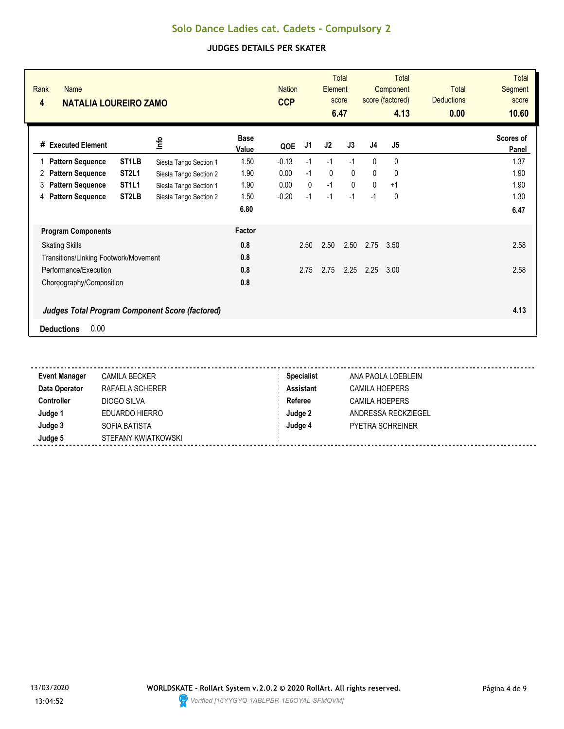# Solo Dance Ladies cat. Cadets - Compulsory 2

## JUDGES DETAILS PER SKATER

| Rank | Name | Nation | Total Element score | Total Component score (factored) | Total Deductions | Total Segment score |
|---|---|---|---|---|---|---|
| 4 | **NATALIA LOUREIRO ZAMO** | **CCP** | **6.47** | **4.13** | **0.00** | **10.60** |

| # | Executed Element | | Info | Base Value | QOE | J1 | J2 | J3 | J4 | J5 | Scores of Panel |
|---|---|---|---|---|---|---|---|---|---|---|---|
| 1 | **Pattern Sequence** | **ST1LB** | Siesta Tango Section 1 | 1.50 | -0.13 | -1 | -1 | -1 | 0 | 0 | 1.37 |
| 2 | **Pattern Sequence** | **ST2L1** | Siesta Tango Section 2 | 1.90 | 0.00 | -1 | 0 | 0 | 0 | 0 | 1.90 |
| 3 | **Pattern Sequence** | **ST1L1** | Siesta Tango Section 1 | 1.90 | 0.00 | 0 | -1 | 0 | 0 | +1 | 1.90 |
| 4 | **Pattern Sequence** | **ST2LB** | Siesta Tango Section 2 | 1.50 | -0.20 | -1 | -1 | -1 | -1 | 0 | 1.30 |
| | | | | **6.80** | | | | | | | **6.47** |

| Program Components | Factor | J1 | J2 | J3 | J4 | J5 | |
|---|---|---|---|---|---|---|---|
| Skating Skills | **0.8** | 2.50 | 2.50 | 2.50 | 2.75 | 3.50 | 2.58 |
| Transitions/Linking Footwork/Movement | **0.8** | | | | | | |
| Performance/Execution | **0.8** | 2.75 | 2.75 | 2.25 | 2.25 | 3.00 | 2.58 |
| Choreography/Composition | **0.8** | | | | | | |
| ***Judges Total Program Component Score (factored)*** | | | | | | | **4.13** |

**Deductions** 0.00

| | | | |
|---|---|---|---|
| **Event Manager** | CAMILA BECKER | **Specialist** | ANA PAOLA LOEBLEIN |
| **Data Operator** | RAFAELA SCHERER | **Assistant** | CAMILA HOEPERS |
| **Controller** | DIOGO SILVA | **Referee** | CAMILA HOEPERS |
| **Judge 1** | EDUARDO HIERRO | **Judge 2** | ANDRESSA RECKZIEGEL |
| **Judge 3** | SOFIA BATISTA | **Judge 4** | PYETRA SCHREINER |
| **Judge 5** | STEFANY KWIATKOWSKI | | |

13/03/2020 13:04:52

**WORLDSKATE - RollArt System v.2.0.2 © 2020 RollArt. All rights reserved.**

*Verified [16YYGYQ-1ABLPBR-1E6OYAL-SFMQVM]*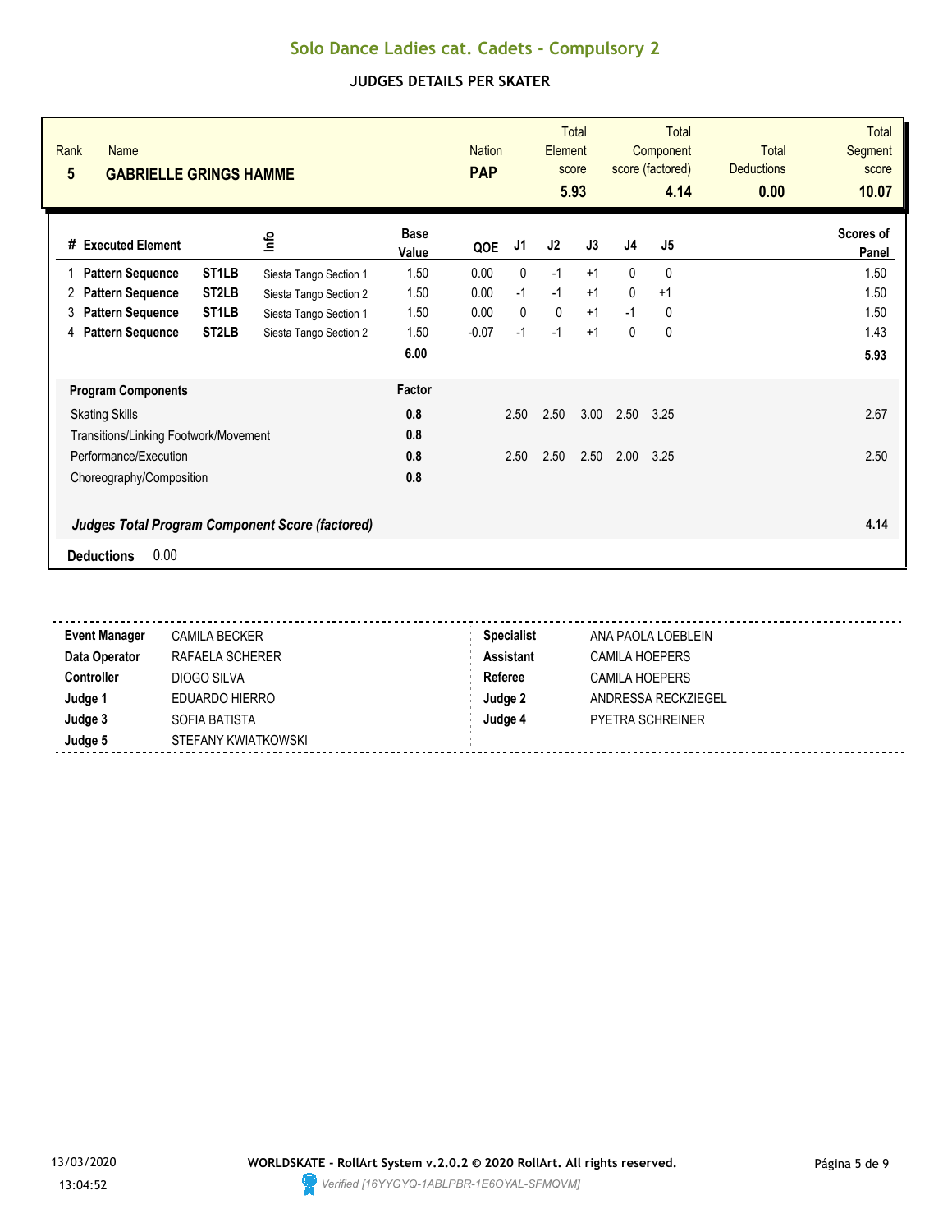# Solo Dance Ladies cat. Cadets - Compulsory 2

## JUDGES DETAILS PER SKATER

| Rank | Name | Nation | Total Element score | Total Component score (factored) | Total Deductions | Total Segment score |
|---|---|---|---|---|---|---|
| 5 | **GABRIELLE GRINGS HAMME** | **PAP** | **5.93** | **4.14** | **0.00** | **10.07** |

| # | Executed Element | | Info | Base Value | QOE | J1 | J2 | J3 | J4 | J5 | Scores of Panel |
|---|---|---|---|---|---|---|---|---|---|---|---|
| 1 | **Pattern Sequence** | **ST1LB** | Siesta Tango Section 1 | 1.50 | 0.00 | 0 | -1 | +1 | 0 | 0 | 1.50 |
| 2 | **Pattern Sequence** | **ST2LB** | Siesta Tango Section 2 | 1.50 | 0.00 | -1 | -1 | +1 | 0 | +1 | 1.50 |
| 3 | **Pattern Sequence** | **ST1LB** | Siesta Tango Section 1 | 1.50 | 0.00 | 0 | 0 | +1 | -1 | 0 | 1.50 |
| 4 | **Pattern Sequence** | **ST2LB** | Siesta Tango Section 2 | 1.50 | -0.07 | -1 | -1 | +1 | 0 | 0 | 1.43 |
| | | | | **6.00** | | | | | | | **5.93** |

| **Program Components** | **Factor** | J1 | J2 | J3 | J4 | J5 | |
|---|---|---|---|---|---|---|---|
| Skating Skills | **0.8** | 2.50 | 2.50 | 3.00 | 2.50 | 3.25 | 2.67 |
| Transitions/Linking Footwork/Movement | **0.8** | | | | | | |
| Performance/Execution | **0.8** | 2.50 | 2.50 | 2.50 | 2.00 | 3.25 | 2.50 |
| Choreography/Composition | **0.8** | | | | | | |
| ***Judges Total Program Component Score (factored)*** | | | | | | | **4.14** |

**Deductions** 0.00

| | | | |
|---|---|---|---|
| **Event Manager** | CAMILA BECKER | **Specialist** | ANA PAOLA LOEBLEIN |
| **Data Operator** | RAFAELA SCHERER | **Assistant** | CAMILA HOEPERS |
| **Controller** | DIOGO SILVA | **Referee** | CAMILA HOEPERS |
| **Judge 1** | EDUARDO HIERRO | **Judge 2** | ANDRESSA RECKZIEGEL |
| **Judge 3** | SOFIA BATISTA | **Judge 4** | PYETRA SCHREINER |
| **Judge 5** | STEFANY KWIATKOWSKI | | |

13/03/2020
13:04:52

**WORLDSKATE - RollArt System v.2.0.2 © 2020 RollArt. All rights reserved.**
*Verified [16YYGYQ-1ABLPBR-1E6OYAL-SFMQVM]*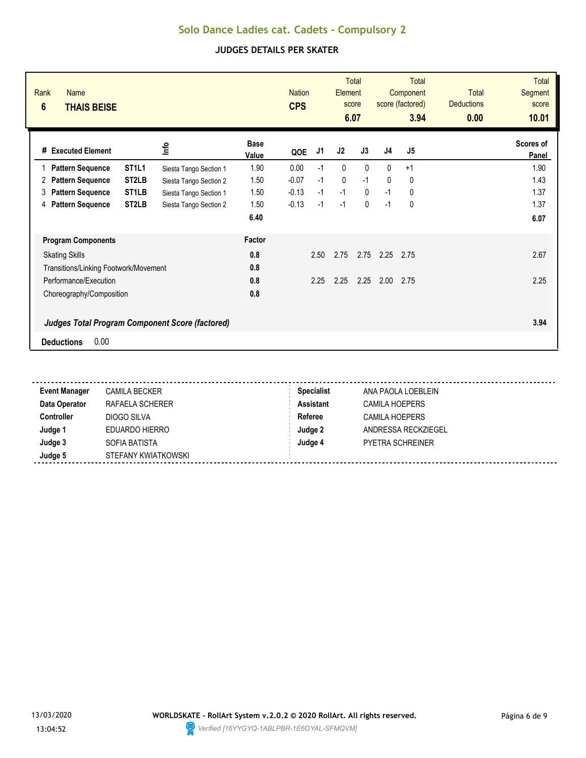# Solo Dance Ladies cat. Cadets - Compulsory 2

## JUDGES DETAILS PER SKATER

| Rank | Name | Nation | Total Element score | Total Component score (factored) | Total Deductions | Total Segment score |
|---|---|---|---|---|---|---|
| 6 | **THAIS BEISE** | **CPS** | **6.07** | **3.94** | **0.00** | **10.01** |

| # | Executed Element | | Info | Base Value | QOE | J1 | J2 | J3 | J4 | J5 | Scores of Panel |
|---|---|---|---|---|---|---|---|---|---|---|---|
| 1 | **Pattern Sequence** | **ST1L1** | Siesta Tango Section 1 | 1.90 | 0.00 | -1 | 0 | 0 | 0 | +1 | 1.90 |
| 2 | **Pattern Sequence** | **ST2LB** | Siesta Tango Section 2 | 1.50 | -0.07 | -1 | 0 | -1 | 0 | 0 | 1.43 |
| 3 | **Pattern Sequence** | **ST1LB** | Siesta Tango Section 1 | 1.50 | -0.13 | -1 | -1 | 0 | -1 | 0 | 1.37 |
| 4 | **Pattern Sequence** | **ST2LB** | Siesta Tango Section 2 | 1.50 | -0.13 | -1 | -1 | 0 | -1 | 0 | 1.37 |
| | | | | **6.40** | | | | | | | **6.07** |

| Program Components | Factor | J1 | J2 | J3 | J4 | J5 | |
|---|---|---|---|---|---|---|---|
| Skating Skills | **0.8** | 2.50 | 2.75 | 2.75 | 2.25 | 2.75 | 2.67 |
| Transitions/Linking Footwork/Movement | **0.8** | | | | | | |
| Performance/Execution | **0.8** | 2.25 | 2.25 | 2.25 | 2.00 | 2.75 | 2.25 |
| Choreography/Composition | **0.8** | | | | | | |
| ***Judges Total Program Component Score (factored)*** | | | | | | | **3.94** |

**Deductions** 0.00

| | | | |
|---|---|---|---|
| **Event Manager** | CAMILA BECKER | **Specialist** | ANA PAOLA LOEBLEIN |
| **Data Operator** | RAFAELA SCHERER | **Assistant** | CAMILA HOEPERS |
| **Controller** | DIOGO SILVA | **Referee** | CAMILA HOEPERS |
| **Judge 1** | EDUARDO HIERRO | **Judge 2** | ANDRESSA RECKZIEGEL |
| **Judge 3** | SOFIA BATISTA | **Judge 4** | PYETRA SCHREINER |
| **Judge 5** | STEFANY KWIATKOWSKI | | |

13/03/2020
13:04:52

**WORLDSKATE - RollArt System v.2.0.2 © 2020 RollArt. All rights reserved.**
*Verified [16YYGYQ-1ABLPBR-1E6OYAL-SFMQVM]*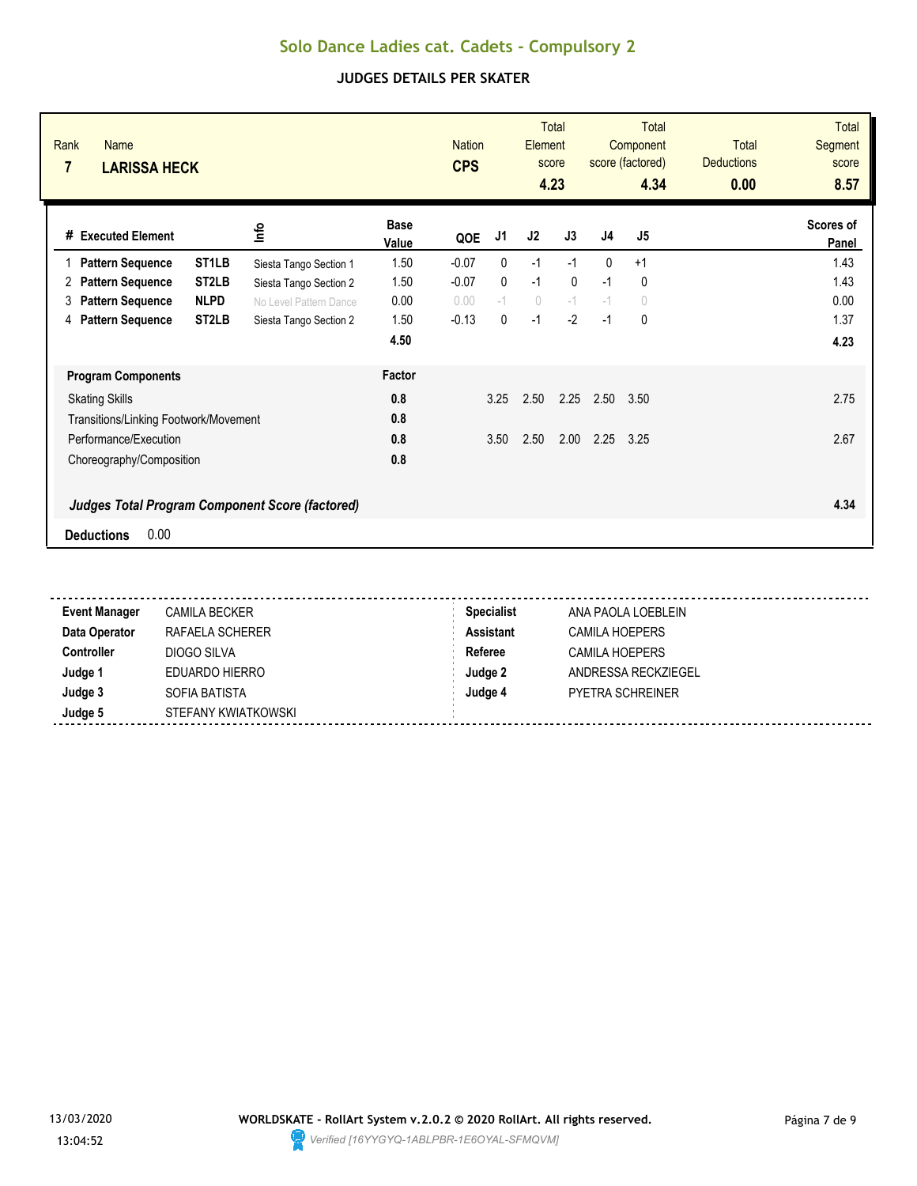# Solo Dance Ladies cat. Cadets - Compulsory 2

## JUDGES DETAILS PER SKATER

| Rank | Name | Nation | Total Element score | Total Component score (factored) | Total Deductions | Total Segment score |
|---|---|---|---|---|---|---|
| 7 | **LARISSA HECK** | **CPS** | **4.23** | **4.34** | **0.00** | **8.57** |

| # | Executed Element | | Info | Base Value | QOE | J1 | J2 | J3 | J4 | J5 | Scores of Panel |
|---|---|---|---|---|---|---|---|---|---|---|---|
| 1 | **Pattern Sequence** | **ST1LB** | Siesta Tango Section 1 | 1.50 | -0.07 | 0 | -1 | -1 | 0 | +1 | 1.43 |
| 2 | **Pattern Sequence** | **ST2LB** | Siesta Tango Section 2 | 1.50 | -0.07 | 0 | -1 | 0 | -1 | 0 | 1.43 |
| 3 | **Pattern Sequence** | **NLPD** | No Level Pattern Dance | 0.00 | 0.00 | -1 | 0 | -1 | -1 | 0 | 0.00 |
| 4 | **Pattern Sequence** | **ST2LB** | Siesta Tango Section 2 | 1.50 | -0.13 | 0 | -1 | -2 | -1 | 0 | 1.37 |
| | | | | **4.50** | | | | | | | **4.23** |

| **Program Components** | **Factor** | J1 | J2 | J3 | J4 | J5 | |
|---|---|---|---|---|---|---|---|
| Skating Skills | **0.8** | 3.25 | 2.50 | 2.25 | 2.50 | 3.50 | 2.75 |
| Transitions/Linking Footwork/Movement | **0.8** | | | | | | |
| Performance/Execution | **0.8** | 3.50 | 2.50 | 2.00 | 2.25 | 3.25 | 2.67 |
| Choreography/Composition | **0.8** | | | | | | |
| ***Judges Total Program Component Score (factored)*** | | | | | | | **4.34** |

**Deductions** 0.00

| | | | |
|---|---|---|---|
| **Event Manager** | CAMILA BECKER | **Specialist** | ANA PAOLA LOEBLEIN |
| **Data Operator** | RAFAELA SCHERER | **Assistant** | CAMILA HOEPERS |
| **Controller** | DIOGO SILVA | **Referee** | CAMILA HOEPERS |
| **Judge 1** | EDUARDO HIERRO | **Judge 2** | ANDRESSA RECKZIEGEL |
| **Judge 3** | SOFIA BATISTA | **Judge 4** | PYETRA SCHREINER |
| **Judge 5** | STEFANY KWIATKOWSKI | | |

13/03/2020 13:04:52 **WORLDSKATE - RollArt System v.2.0.2 © 2020 RollArt. All rights reserved.** *Verified [16YYGYQ-1ABLPBR-1E6OYAL-SFMQVM]*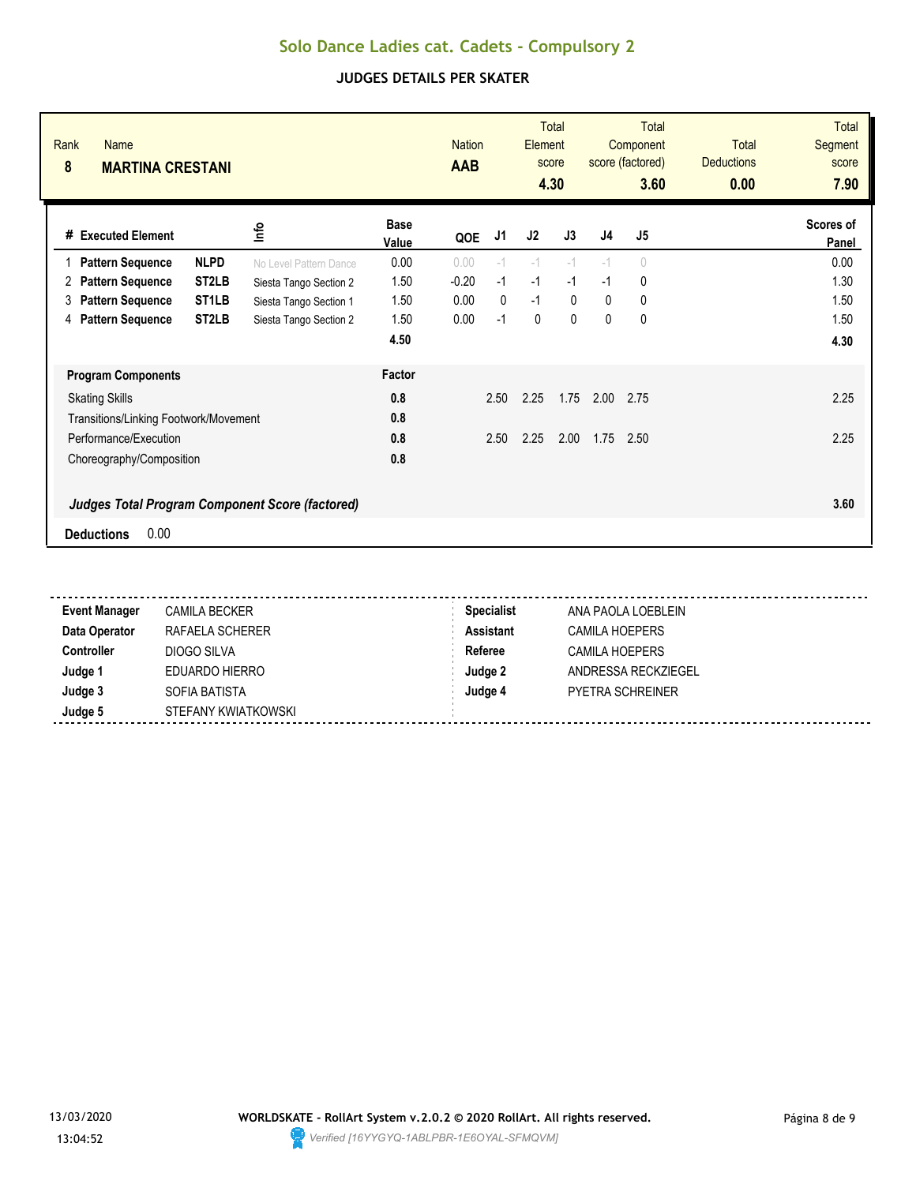# Solo Dance Ladies cat. Cadets - Compulsory 2

## JUDGES DETAILS PER SKATER

| Rank | Name | Nation | Total Element score | Total Component score (factored) | Total Deductions | Total Segment score |
|---|---|---|---|---|---|---|
| 8 | **MARTINA CRESTANI** | **AAB** | **4.30** | **3.60** | **0.00** | **7.90** |

| # | Executed Element | | Info | Base Value | QOE | J1 | J2 | J3 | J4 | J5 | Scores of Panel |
|---|---|---|---|---|---|---|---|---|---|---|---|
| 1 | **Pattern Sequence** | **NLPD** | No Level Pattern Dance | 0.00 | 0.00 | -1 | -1 | -1 | -1 | 0 | 0.00 |
| 2 | **Pattern Sequence** | **ST2LB** | Siesta Tango Section 2 | 1.50 | -0.20 | -1 | -1 | -1 | -1 | 0 | 1.30 |
| 3 | **Pattern Sequence** | **ST1LB** | Siesta Tango Section 1 | 1.50 | 0.00 | 0 | -1 | 0 | 0 | 0 | 1.50 |
| 4 | **Pattern Sequence** | **ST2LB** | Siesta Tango Section 2 | 1.50 | 0.00 | -1 | 0 | 0 | 0 | 0 | 1.50 |
| | | | | **4.50** | | | | | | | **4.30** |

| Program Components | Factor | J1 | J2 | J3 | J4 | J5 | |
|---|---|---|---|---|---|---|---|
| Skating Skills | **0.8** | 2.50 | 2.25 | 1.75 | 2.00 | 2.75 | 2.25 |
| Transitions/Linking Footwork/Movement | **0.8** | | | | | | |
| Performance/Execution | **0.8** | 2.50 | 2.25 | 2.00 | 1.75 | 2.50 | 2.25 |
| Choreography/Composition | **0.8** | | | | | | |
| ***Judges Total Program Component Score (factored)*** | | | | | | | **3.60** |

**Deductions** 0.00

| | | | |
|---|---|---|---|
| **Event Manager** | CAMILA BECKER | **Specialist** | ANA PAOLA LOEBLEIN |
| **Data Operator** | RAFAELA SCHERER | **Assistant** | CAMILA HOEPERS |
| **Controller** | DIOGO SILVA | **Referee** | CAMILA HOEPERS |
| **Judge 1** | EDUARDO HIERRO | **Judge 2** | ANDRESSA RECKZIEGEL |
| **Judge 3** | SOFIA BATISTA | **Judge 4** | PYETRA SCHREINER |
| **Judge 5** | STEFANY KWIATKOWSKI | | |

13/03/2020 13:04:52

**WORLDSKATE - RollArt System v.2.0.2 © 2020 RollArt. All rights reserved.**

*Verified [16YYGYQ-1ABLPBR-1E6OYAL-SFMQVM]*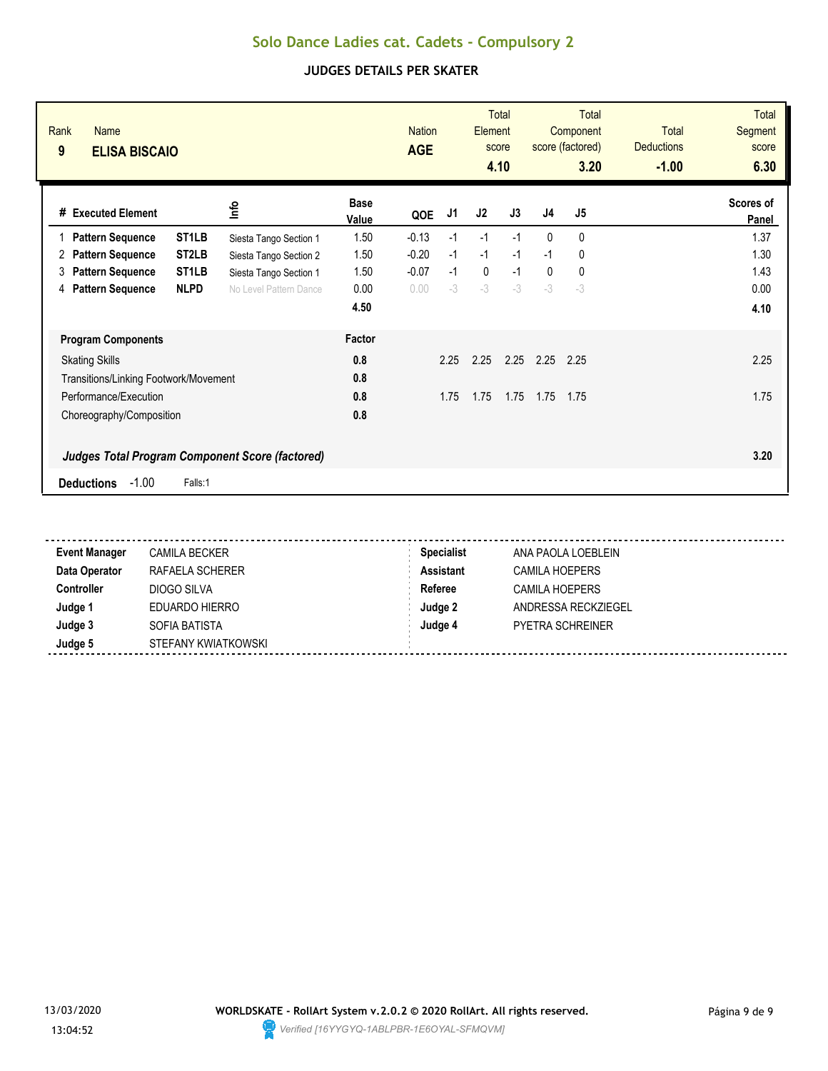# Solo Dance Ladies cat. Cadets - Compulsory 2

## JUDGES DETAILS PER SKATER

| Rank | Name | Nation | Total Element score | Total Component score (factored) | Total Deductions | Total Segment score |
|---|---|---|---|---|---|---|
| 9 | **ELISA BISCAIO** | **AGE** | **4.10** | **3.20** | **-1.00** | **6.30** |

| # | Executed Element | | Info | Base Value | QOE | J1 | J2 | J3 | J4 | J5 | Scores of Panel |
|---|---|---|---|---|---|---|---|---|---|---|---|
| 1 | **Pattern Sequence** | **ST1LB** | Siesta Tango Section 1 | 1.50 | -0.13 | -1 | -1 | -1 | 0 | 0 | 1.37 |
| 2 | **Pattern Sequence** | **ST2LB** | Siesta Tango Section 2 | 1.50 | -0.20 | -1 | -1 | -1 | -1 | 0 | 1.30 |
| 3 | **Pattern Sequence** | **ST1LB** | Siesta Tango Section 1 | 1.50 | -0.07 | -1 | 0 | -1 | 0 | 0 | 1.43 |
| 4 | **Pattern Sequence** | **NLPD** | No Level Pattern Dance | 0.00 | 0.00 | -3 | -3 | -3 | -3 | -3 | 0.00 |
| | | | | **4.50** | | | | | | | **4.10** |

| Program Components | Factor | J1 | J2 | J3 | J4 | J5 | |
|---|---|---|---|---|---|---|---|
| Skating Skills | 0.8 | 2.25 | 2.25 | 2.25 | 2.25 | 2.25 | 2.25 |
| Transitions/Linking Footwork/Movement | 0.8 | | | | | | |
| Performance/Execution | 0.8 | 1.75 | 1.75 | 1.75 | 1.75 | 1.75 | 1.75 |
| Choreography/Composition | 0.8 | | | | | | |
| ***Judges Total Program Component Score (factored)*** | | | | | | | **3.20** |

**Deductions** -1.00 Falls:1

| | | | |
|---|---|---|---|
| **Event Manager** | CAMILA BECKER | **Specialist** | ANA PAOLA LOEBLEIN |
| **Data Operator** | RAFAELA SCHERER | **Assistant** | CAMILA HOEPERS |
| **Controller** | DIOGO SILVA | **Referee** | CAMILA HOEPERS |
| **Judge 1** | EDUARDO HIERRO | **Judge 2** | ANDRESSA RECKZIEGEL |
| **Judge 3** | SOFIA BATISTA | **Judge 4** | PYETRA SCHREINER |
| **Judge 5** | STEFANY KWIATKOWSKI | | |

13/03/2020
13:04:52

**WORLDSKATE - RollArt System v.2.0.2 © 2020 RollArt. All rights reserved.**
*Verified [16YYGYQ-1ABLPBR-1E6OYAL-SFMQVM]*